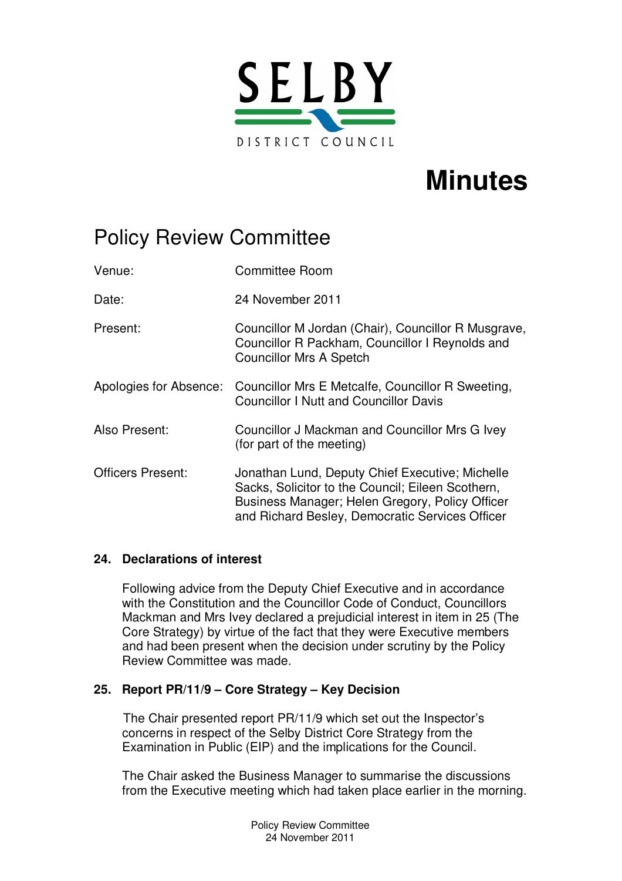SELBY

DISTRICT COUNCIL

# Minutes

## Policy Review Committee

| | |
|---|---|
| Venue: | Committee Room |
| Date: | 24 November 2011 |
| Present: | Councillor M Jordan (Chair), Councillor R Musgrave, Councillor R Packham, Councillor I Reynolds and Councillor Mrs A Spetch |
| Apologies for Absence: | Councillor Mrs E Metcalfe, Councillor R Sweeting, Councillor I Nutt and Councillor Davis |
| Also Present: | Councillor J Mackman and Councillor Mrs G Ivey (for part of the meeting) |
| Officers Present: | Jonathan Lund, Deputy Chief Executive; Michelle Sacks, Solicitor to the Council; Eileen Scothern, Business Manager; Helen Gregory, Policy Officer and Richard Besley, Democratic Services Officer |

### 24. Declarations of interest

Following advice from the Deputy Chief Executive and in accordance with the Constitution and the Councillor Code of Conduct, Councillors Mackman and Mrs Ivey declared a prejudicial interest in item in 25 (The Core Strategy) by virtue of the fact that they were Executive members and had been present when the decision under scrutiny by the Policy Review Committee was made.

### 25. Report PR/11/9 – Core Strategy – Key Decision

The Chair presented report PR/11/9 which set out the Inspector's concerns in respect of the Selby District Core Strategy from the Examination in Public (EIP) and the implications for the Council.

The Chair asked the Business Manager to summarise the discussions from the Executive meeting which had taken place earlier in the morning.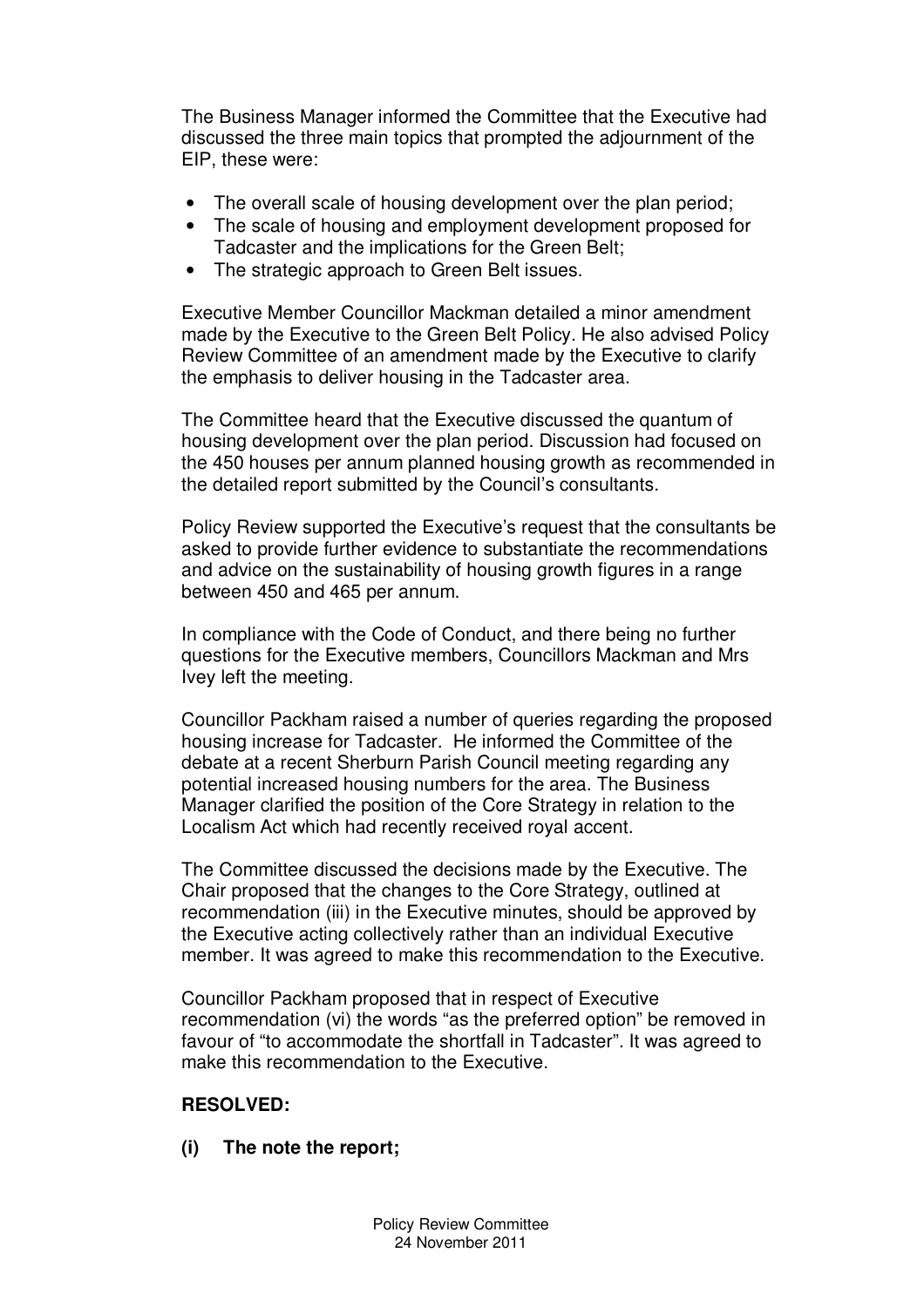The Business Manager informed the Committee that the Executive had discussed the three main topics that prompted the adjournment of the EIP, these were:

- The overall scale of housing development over the plan period;
- The scale of housing and employment development proposed for Tadcaster and the implications for the Green Belt;
- The strategic approach to Green Belt issues.

Executive Member Councillor Mackman detailed a minor amendment made by the Executive to the Green Belt Policy. He also advised Policy Review Committee of an amendment made by the Executive to clarify the emphasis to deliver housing in the Tadcaster area.

The Committee heard that the Executive discussed the quantum of housing development over the plan period. Discussion had focused on the 450 houses per annum planned housing growth as recommended in the detailed report submitted by the Council's consultants.

Policy Review supported the Executive's request that the consultants be asked to provide further evidence to substantiate the recommendations and advice on the sustainability of housing growth figures in a range between 450 and 465 per annum.

In compliance with the Code of Conduct, and there being no further questions for the Executive members, Councillors Mackman and Mrs Ivey left the meeting.

Councillor Packham raised a number of queries regarding the proposed housing increase for Tadcaster. He informed the Committee of the debate at a recent Sherburn Parish Council meeting regarding any potential increased housing numbers for the area. The Business Manager clarified the position of the Core Strategy in relation to the Localism Act which had recently received royal accent.

The Committee discussed the decisions made by the Executive. The Chair proposed that the changes to the Core Strategy, outlined at recommendation (iii) in the Executive minutes, should be approved by the Executive acting collectively rather than an individual Executive member. It was agreed to make this recommendation to the Executive.

Councillor Packham proposed that in respect of Executive recommendation (vi) the words "as the preferred option" be removed in favour of "to accommodate the shortfall in Tadcaster". It was agreed to make this recommendation to the Executive.

**RESOLVED:**

**(i) The note the report;**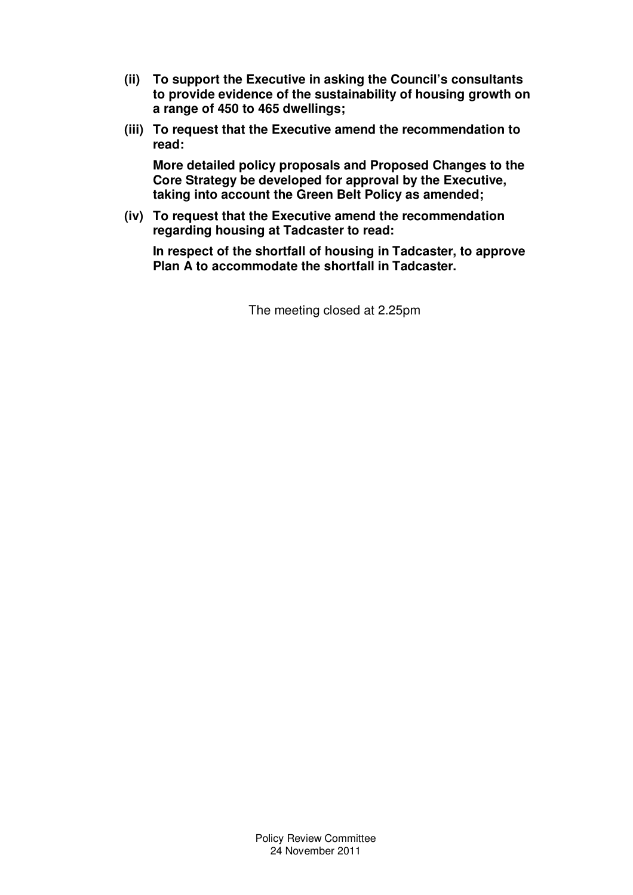**(ii) To support the Executive in asking the Council's consultants to provide evidence of the sustainability of housing growth on a range of 450 to 465 dwellings;**

**(iii) To request that the Executive amend the recommendation to read:**

**More detailed policy proposals and Proposed Changes to the Core Strategy be developed for approval by the Executive, taking into account the Green Belt Policy as amended;**

**(iv) To request that the Executive amend the recommendation regarding housing at Tadcaster to read:**

**In respect of the shortfall of housing in Tadcaster, to approve Plan A to accommodate the shortfall in Tadcaster.**

The meeting closed at 2.25pm